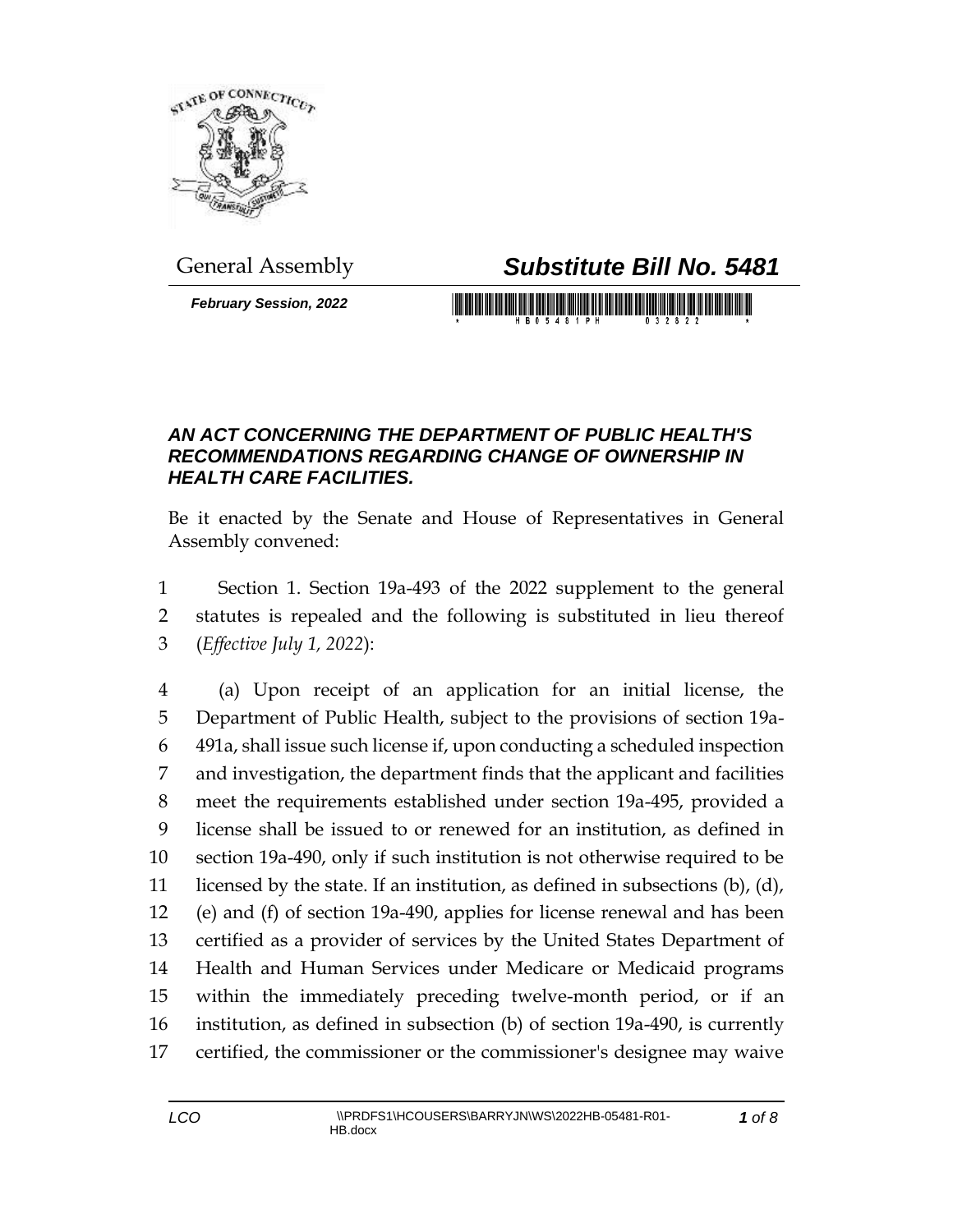General Assembly

# *Substitute Bill No. 5481*

***February Session, 2022***

### *AN ACT CONCERNING THE DEPARTMENT OF PUBLIC HEALTH'S RECOMMENDATIONS REGARDING CHANGE OF OWNERSHIP IN HEALTH CARE FACILITIES.*

Be it enacted by the Senate and House of Representatives in General Assembly convened:

1 Section 1. Section 19a-493 of the 2022 supplement to the general
2 statutes is repealed and the following is substituted in lieu thereof
3 (*Effective July 1, 2022*):

4 (a) Upon receipt of an application for an initial license, the
5 Department of Public Health, subject to the provisions of section 19a-
6 491a, shall issue such license if, upon conducting a scheduled inspection
7 and investigation, the department finds that the applicant and facilities
8 meet the requirements established under section 19a-495, provided a
9 license shall be issued to or renewed for an institution, as defined in
10 section 19a-490, only if such institution is not otherwise required to be
11 licensed by the state. If an institution, as defined in subsections (b), (d),
12 (e) and (f) of section 19a-490, applies for license renewal and has been
13 certified as a provider of services by the United States Department of
14 Health and Human Services under Medicare or Medicaid programs
15 within the immediately preceding twelve-month period, or if an
16 institution, as defined in subsection (b) of section 19a-490, is currently
17 certified, the commissioner or the commissioner's designee may waive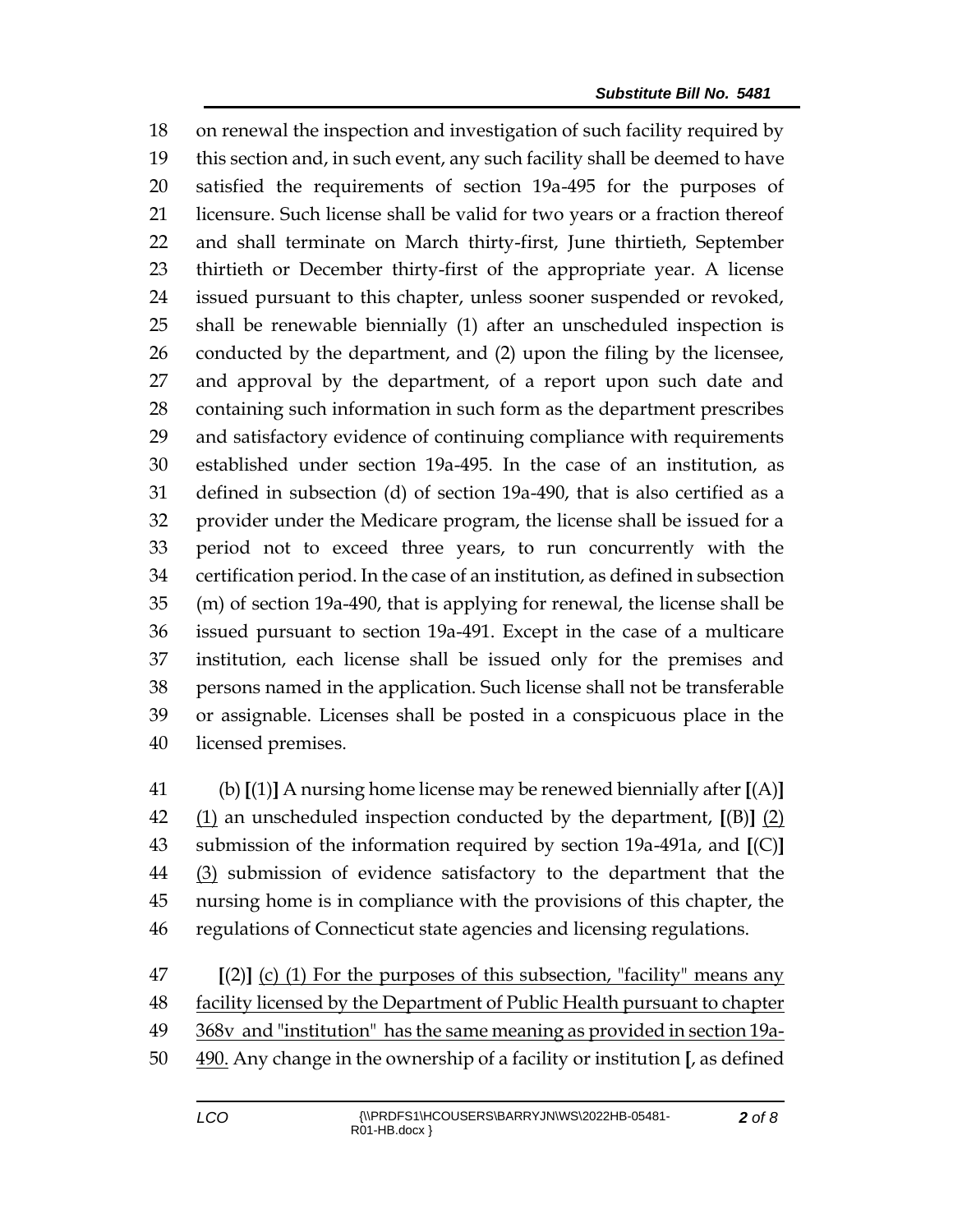on renewal the inspection and investigation of such facility required by this section and, in such event, any such facility shall be deemed to have satisfied the requirements of section 19a-495 for the purposes of licensure. Such license shall be valid for two years or a fraction thereof and shall terminate on March thirty-first, June thirtieth, September thirtieth or December thirty-first of the appropriate year. A license issued pursuant to this chapter, unless sooner suspended or revoked, shall be renewable biennially (1) after an unscheduled inspection is conducted by the department, and (2) upon the filing by the licensee, and approval by the department, of a report upon such date and containing such information in such form as the department prescribes and satisfactory evidence of continuing compliance with requirements established under section 19a-495. In the case of an institution, as defined in subsection (d) of section 19a-490, that is also certified as a provider under the Medicare program, the license shall be issued for a period not to exceed three years, to run concurrently with the certification period. In the case of an institution, as defined in subsection (m) of section 19a-490, that is applying for renewal, the license shall be issued pursuant to section 19a-491. Except in the case of a multicare institution, each license shall be issued only for the premises and persons named in the application. Such license shall not be transferable or assignable. Licenses shall be posted in a conspicuous place in the licensed premises.

(b) **[**(1)**]** A nursing home license may be renewed biennially after **[**(A)**]** <u>(1)</u> an unscheduled inspection conducted by the department, **[**(B)**]** <u>(2)</u> submission of the information required by section 19a-491a, and **[**(C)**]** <u>(3)</u> submission of evidence satisfactory to the department that the nursing home is in compliance with the provisions of this chapter, the regulations of Connecticut state agencies and licensing regulations.

**[**(2)**]** <u>(c) (1) For the purposes of this subsection, "facility" means any facility licensed by the Department of Public Health pursuant to chapter 368v and "institution" has the same meaning as provided in section 19a-490.</u> Any change in the ownership of a facility or institution **[**, as defined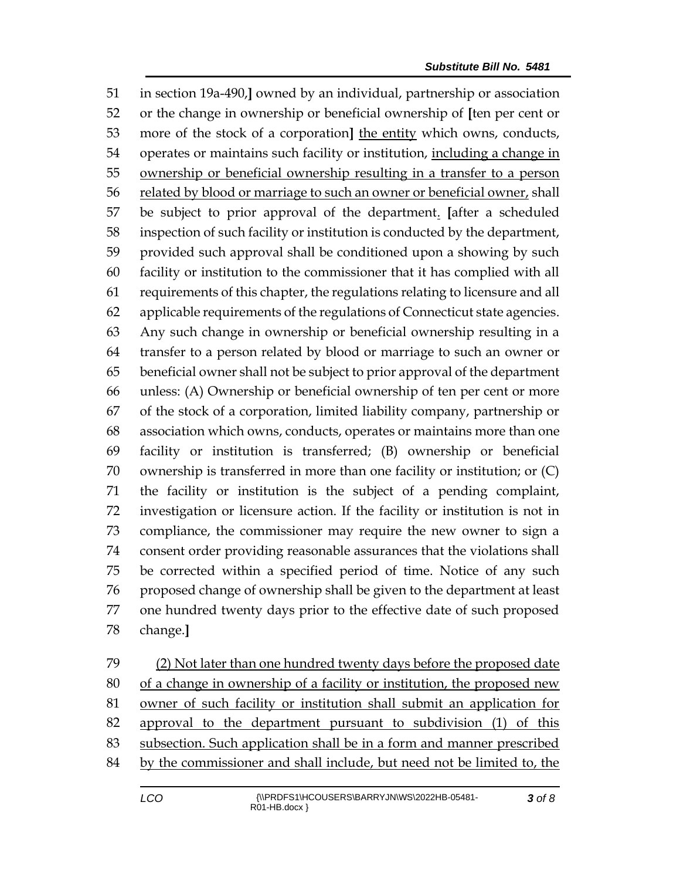in section 19a-490,] owned by an individual, partnership or association or the change in ownership or beneficial ownership of [ten per cent or more of the stock of a corporation] <u>the entity</u> which owns, conducts, operates or maintains such facility or institution, <u>including a change in ownership or beneficial ownership resulting in a transfer to a person related by blood or marriage to such an owner or beneficial owner,</u> shall be subject to prior approval of the department<u>.</u> [after a scheduled inspection of such facility or institution is conducted by the department, provided such approval shall be conditioned upon a showing by such facility or institution to the commissioner that it has complied with all requirements of this chapter, the regulations relating to licensure and all applicable requirements of the regulations of Connecticut state agencies. Any such change in ownership or beneficial ownership resulting in a transfer to a person related by blood or marriage to such an owner or beneficial owner shall not be subject to prior approval of the department unless: (A) Ownership or beneficial ownership of ten per cent or more of the stock of a corporation, limited liability company, partnership or association which owns, conducts, operates or maintains more than one facility or institution is transferred; (B) ownership or beneficial ownership is transferred in more than one facility or institution; or (C) the facility or institution is the subject of a pending complaint, investigation or licensure action. If the facility or institution is not in compliance, the commissioner may require the new owner to sign a consent order providing reasonable assurances that the violations shall be corrected within a specified period of time. Notice of any such proposed change of ownership shall be given to the department at least one hundred twenty days prior to the effective date of such proposed change.]

<u>(2) Not later than one hundred twenty days before the proposed date of a change in ownership of a facility or institution, the proposed new owner of such facility or institution shall submit an application for approval to the department pursuant to subdivision (1) of this subsection. Such application shall be in a form and manner prescribed by the commissioner and shall include, but need not be limited to, the</u>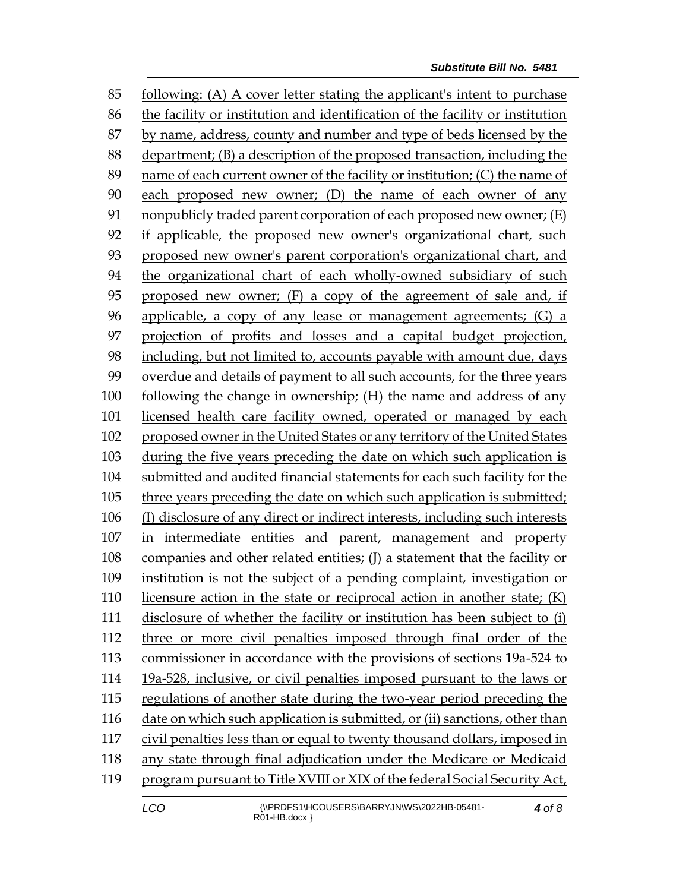following: (A) A cover letter stating the applicant's intent to purchase the facility or institution and identification of the facility or institution by name, address, county and number and type of beds licensed by the department; (B) a description of the proposed transaction, including the name of each current owner of the facility or institution; (C) the name of each proposed new owner; (D) the name of each owner of any nonpublicly traded parent corporation of each proposed new owner; (E) if applicable, the proposed new owner's organizational chart, such proposed new owner's parent corporation's organizational chart, and the organizational chart of each wholly-owned subsidiary of such proposed new owner; (F) a copy of the agreement of sale and, if applicable, a copy of any lease or management agreements; (G) a projection of profits and losses and a capital budget projection, including, but not limited to, accounts payable with amount due, days overdue and details of payment to all such accounts, for the three years following the change in ownership; (H) the name and address of any licensed health care facility owned, operated or managed by each proposed owner in the United States or any territory of the United States during the five years preceding the date on which such application is submitted and audited financial statements for each such facility for the three years preceding the date on which such application is submitted; (I) disclosure of any direct or indirect interests, including such interests in intermediate entities and parent, management and property companies and other related entities; (J) a statement that the facility or institution is not the subject of a pending complaint, investigation or licensure action in the state or reciprocal action in another state; (K) disclosure of whether the facility or institution has been subject to (i) three or more civil penalties imposed through final order of the commissioner in accordance with the provisions of sections 19a-524 to 19a-528, inclusive, or civil penalties imposed pursuant to the laws or regulations of another state during the two-year period preceding the date on which such application is submitted, or (ii) sanctions, other than civil penalties less than or equal to twenty thousand dollars, imposed in any state through final adjudication under the Medicare or Medicaid program pursuant to Title XVIII or XIX of the federal Social Security Act,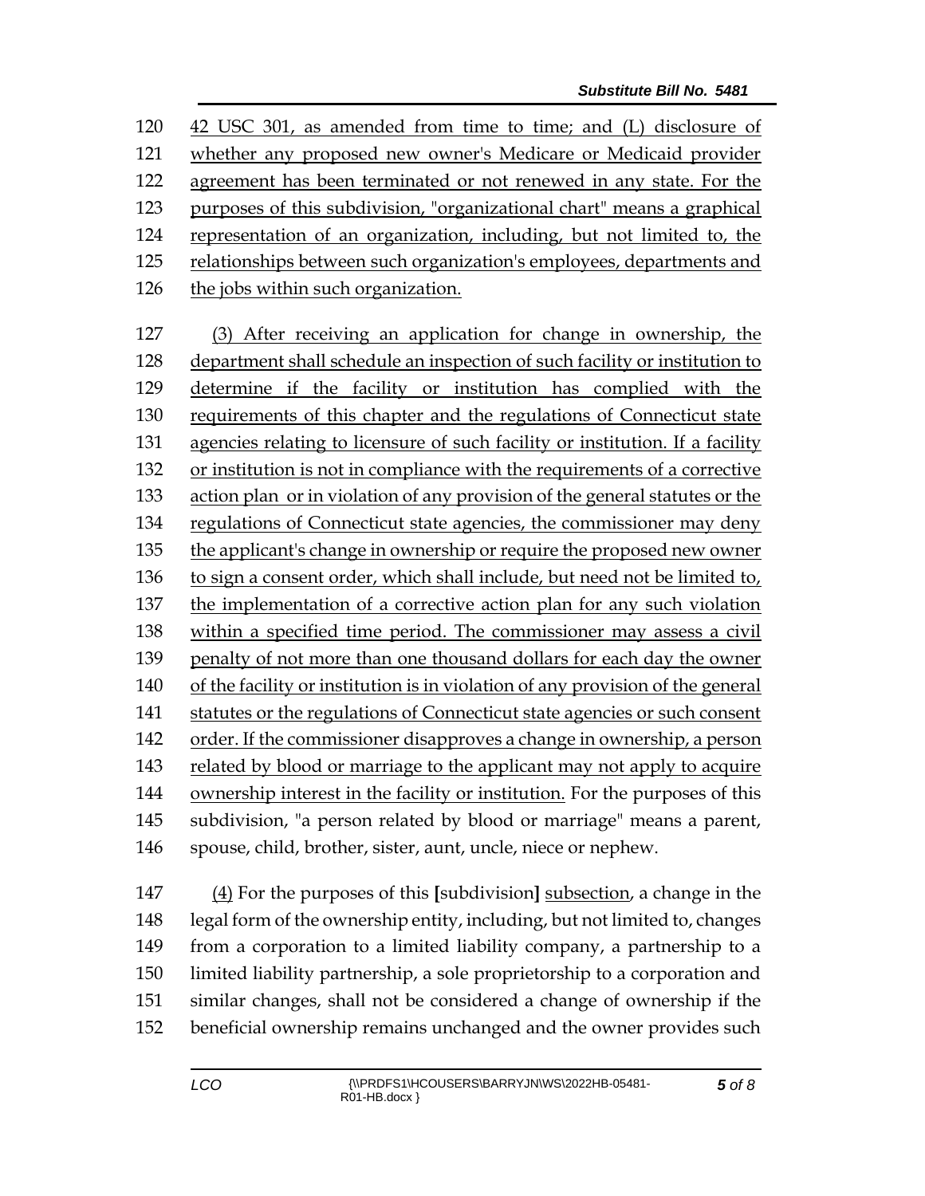120 42 USC 301, as amended from time to time; and (L) disclosure of
121 whether any proposed new owner's Medicare or Medicaid provider
122 agreement has been terminated or not renewed in any state. For the
123 purposes of this subdivision, "organizational chart" means a graphical
124 representation of an organization, including, but not limited to, the
125 relationships between such organization's employees, departments and
126 the jobs within such organization.

127 (3) After receiving an application for change in ownership, the
128 department shall schedule an inspection of such facility or institution to
129 determine if the facility or institution has complied with the
130 requirements of this chapter and the regulations of Connecticut state
131 agencies relating to licensure of such facility or institution. If a facility
132 or institution is not in compliance with the requirements of a corrective
133 action plan or in violation of any provision of the general statutes or the
134 regulations of Connecticut state agencies, the commissioner may deny
135 the applicant's change in ownership or require the proposed new owner
136 to sign a consent order, which shall include, but need not be limited to,
137 the implementation of a corrective action plan for any such violation
138 within a specified time period. The commissioner may assess a civil
139 penalty of not more than one thousand dollars for each day the owner
140 of the facility or institution is in violation of any provision of the general
141 statutes or the regulations of Connecticut state agencies or such consent
142 order. If the commissioner disapproves a change in ownership, a person
143 related by blood or marriage to the applicant may not apply to acquire
144 ownership interest in the facility or institution. For the purposes of this
145 subdivision, "a person related by blood or marriage" means a parent,
146 spouse, child, brother, sister, aunt, uncle, niece or nephew.

147 (4) For the purposes of this [subdivision] subsection, a change in the
148 legal form of the ownership entity, including, but not limited to, changes
149 from a corporation to a limited liability company, a partnership to a
150 limited liability partnership, a sole proprietorship to a corporation and
151 similar changes, shall not be considered a change of ownership if the
152 beneficial ownership remains unchanged and the owner provides such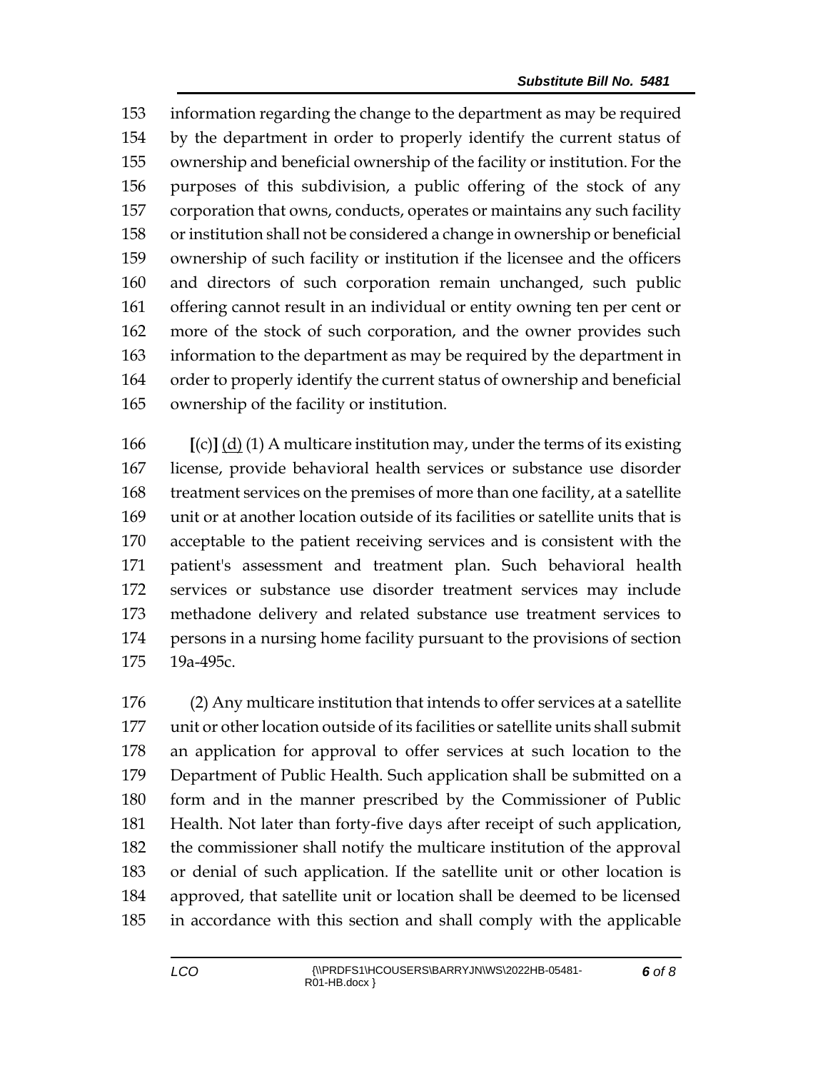information regarding the change to the department as may be required by the department in order to properly identify the current status of ownership and beneficial ownership of the facility or institution. For the purposes of this subdivision, a public offering of the stock of any corporation that owns, conducts, operates or maintains any such facility or institution shall not be considered a change in ownership or beneficial ownership of such facility or institution if the licensee and the officers and directors of such corporation remain unchanged, such public offering cannot result in an individual or entity owning ten per cent or more of the stock of such corporation, and the owner provides such information to the department as may be required by the department in order to properly identify the current status of ownership and beneficial ownership of the facility or institution.

[(c)] (d) (1) A multicare institution may, under the terms of its existing license, provide behavioral health services or substance use disorder treatment services on the premises of more than one facility, at a satellite unit or at another location outside of its facilities or satellite units that is acceptable to the patient receiving services and is consistent with the patient's assessment and treatment plan. Such behavioral health services or substance use disorder treatment services may include methadone delivery and related substance use treatment services to persons in a nursing home facility pursuant to the provisions of section 19a-495c.

(2) Any multicare institution that intends to offer services at a satellite unit or other location outside of its facilities or satellite units shall submit an application for approval to offer services at such location to the Department of Public Health. Such application shall be submitted on a form and in the manner prescribed by the Commissioner of Public Health. Not later than forty-five days after receipt of such application, the commissioner shall notify the multicare institution of the approval or denial of such application. If the satellite unit or other location is approved, that satellite unit or location shall be deemed to be licensed in accordance with this section and shall comply with the applicable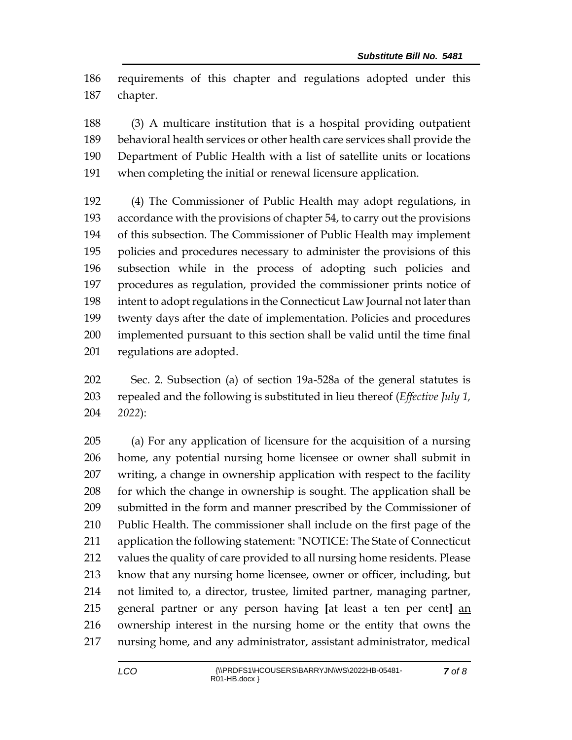requirements of this chapter and regulations adopted under this chapter.

(3) A multicare institution that is a hospital providing outpatient behavioral health services or other health care services shall provide the Department of Public Health with a list of satellite units or locations when completing the initial or renewal licensure application.

(4) The Commissioner of Public Health may adopt regulations, in accordance with the provisions of chapter 54, to carry out the provisions of this subsection. The Commissioner of Public Health may implement policies and procedures necessary to administer the provisions of this subsection while in the process of adopting such policies and procedures as regulation, provided the commissioner prints notice of intent to adopt regulations in the Connecticut Law Journal not later than twenty days after the date of implementation. Policies and procedures implemented pursuant to this section shall be valid until the time final regulations are adopted.

Sec. 2. Subsection (a) of section 19a-528a of the general statutes is repealed and the following is substituted in lieu thereof (*Effective July 1, 2022*):

(a) For any application of licensure for the acquisition of a nursing home, any potential nursing home licensee or owner shall submit in writing, a change in ownership application with respect to the facility for which the change in ownership is sought. The application shall be submitted in the form and manner prescribed by the Commissioner of Public Health. The commissioner shall include on the first page of the application the following statement: "NOTICE: The State of Connecticut values the quality of care provided to all nursing home residents. Please know that any nursing home licensee, owner or officer, including, but not limited to, a director, trustee, limited partner, managing partner, general partner or any person having **[**at least a ten per cent**]** <u>an</u> ownership interest in the nursing home or the entity that owns the nursing home, and any administrator, assistant administrator, medical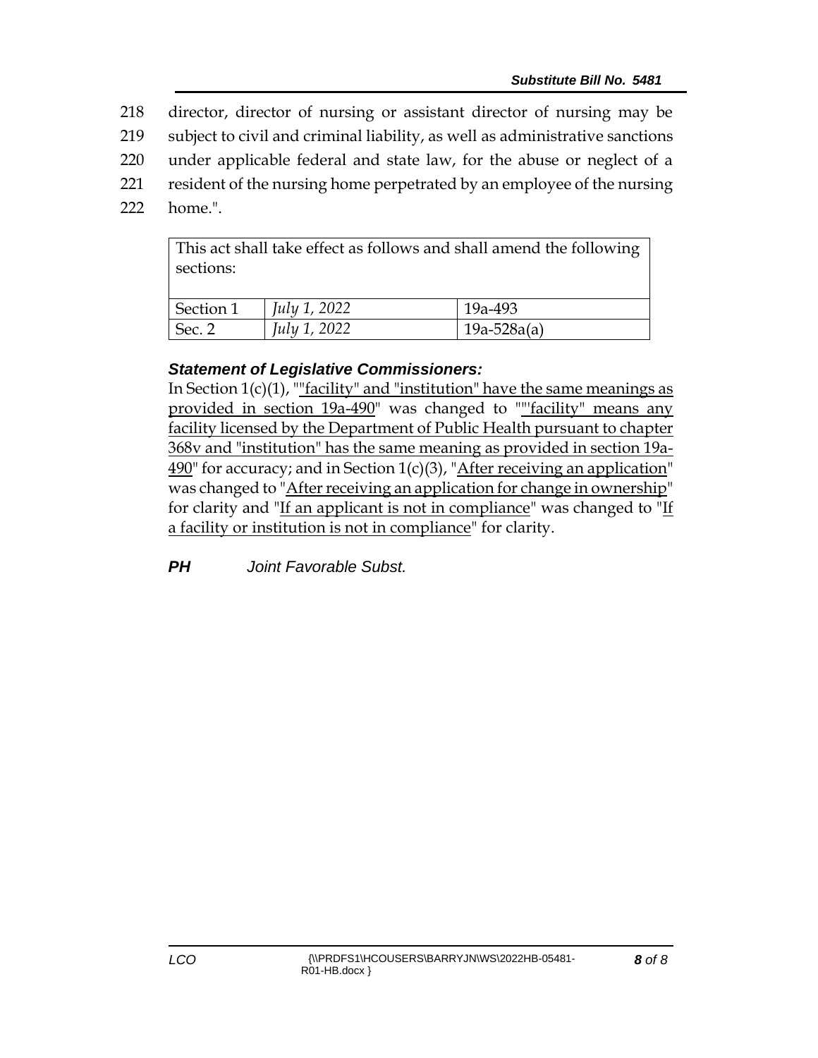218 director, director of nursing or assistant director of nursing may be
219 subject to civil and criminal liability, as well as administrative sanctions
220 under applicable federal and state law, for the abuse or neglect of a
221 resident of the nursing home perpetrated by an employee of the nursing
222 home.".

| This act shall take effect as follows and shall amend the following sections: | | |
|---|---|---|
| Section 1 | *July 1, 2022* | 19a-493 |
| Sec. 2 | *July 1, 2022* | 19a-528a(a) |

### *Statement of Legislative Commissioners:*

In Section 1(c)(1), ""facility" and "institution" have the same meanings as provided in section 19a-490" was changed to ""'facility" means any facility licensed by the Department of Public Health pursuant to chapter 368v and "institution" has the same meaning as provided in section 19a-490" for accuracy; and in Section 1(c)(3), "After receiving an application" was changed to "After receiving an application for change in ownership" for clarity and "If an applicant is not in compliance" was changed to "If a facility or institution is not in compliance" for clarity.

***PH*** *Joint Favorable Subst.*